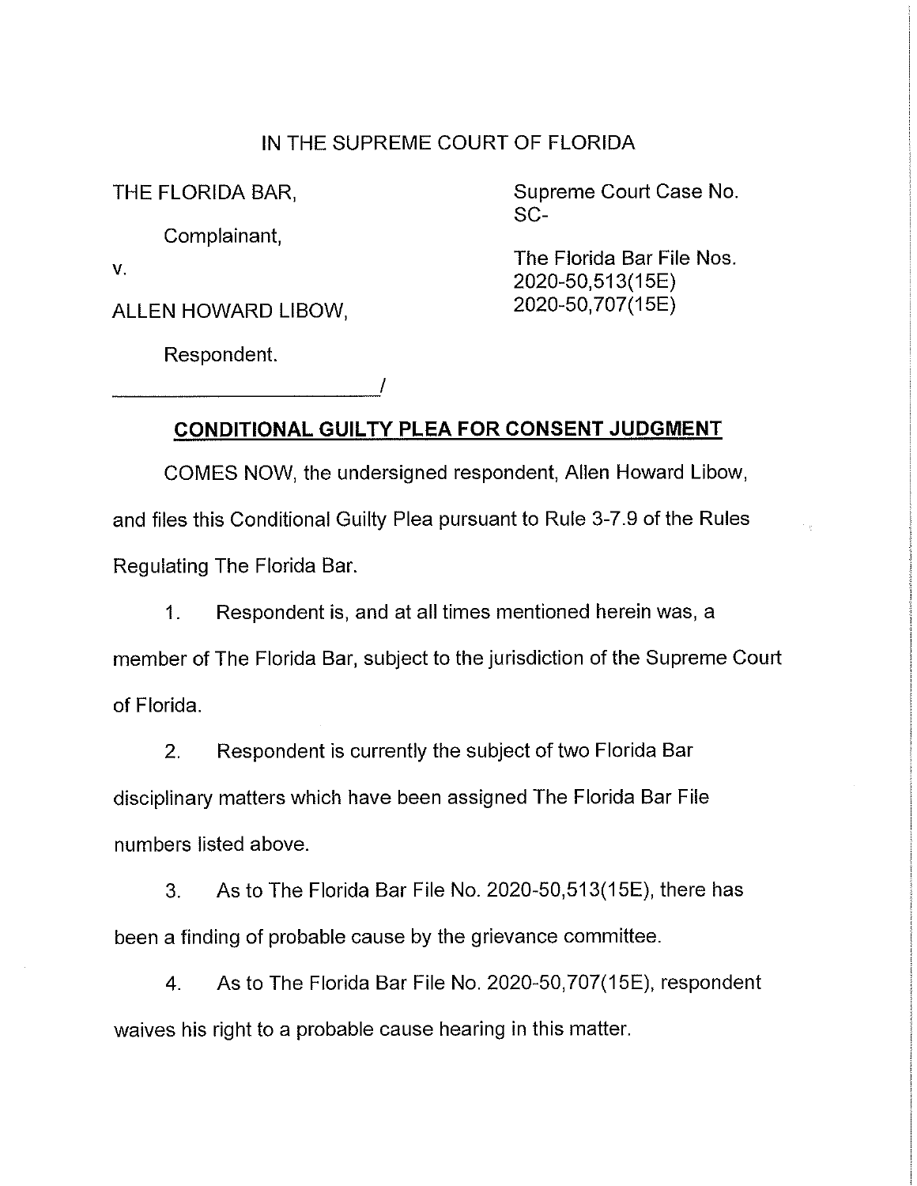IN THE SUPREME COURT OF FLORIDA

THE FLORIDA BAR,

Complainant,

v.

ALLEN HOWARD LIBOW,

Respondent.

_________________________/

Supreme Court Case No. SC-

The Florida Bar File Nos.
2020-50,513(15E)
2020-50,707(15E)

## CONDITIONAL GUILTY PLEA FOR CONSENT JUDGMENT

COMES NOW, the undersigned respondent, Allen Howard Libow, and files this Conditional Guilty Plea pursuant to Rule 3-7.9 of the Rules Regulating The Florida Bar.

1. Respondent is, and at all times mentioned herein was, a member of The Florida Bar, subject to the jurisdiction of the Supreme Court of Florida.

2. Respondent is currently the subject of two Florida Bar disciplinary matters which have been assigned The Florida Bar File numbers listed above.

3. As to The Florida Bar File No. 2020-50,513(15E), there has been a finding of probable cause by the grievance committee.

4. As to The Florida Bar File No. 2020-50,707(15E), respondent waives his right to a probable cause hearing in this matter.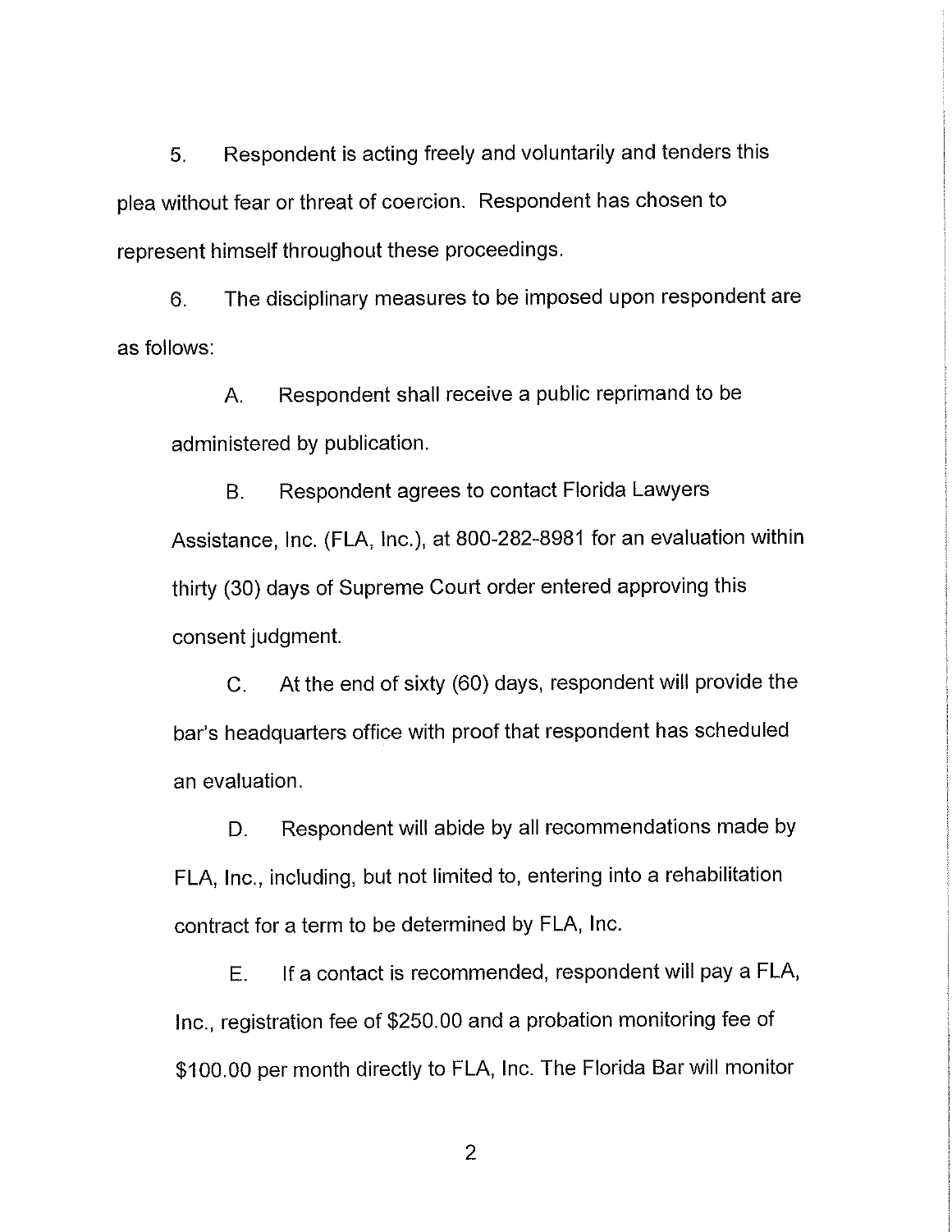5. Respondent is acting freely and voluntarily and tenders this plea without fear or threat of coercion. Respondent has chosen to represent himself throughout these proceedings.

6. The disciplinary measures to be imposed upon respondent are as follows:

   A. Respondent shall receive a public reprimand to be administered by publication.

   B. Respondent agrees to contact Florida Lawyers Assistance, Inc. (FLA, Inc.), at 800-282-8981 for an evaluation within thirty (30) days of Supreme Court order entered approving this consent judgment.

   C. At the end of sixty (60) days, respondent will provide the bar's headquarters office with proof that respondent has scheduled an evaluation.

   D. Respondent will abide by all recommendations made by FLA, Inc., including, but not limited to, entering into a rehabilitation contract for a term to be determined by FLA, Inc.

   E. If a contact is recommended, respondent will pay a FLA, Inc., registration fee of $250.00 and a probation monitoring fee of $100.00 per month directly to FLA, Inc. The Florida Bar will monitor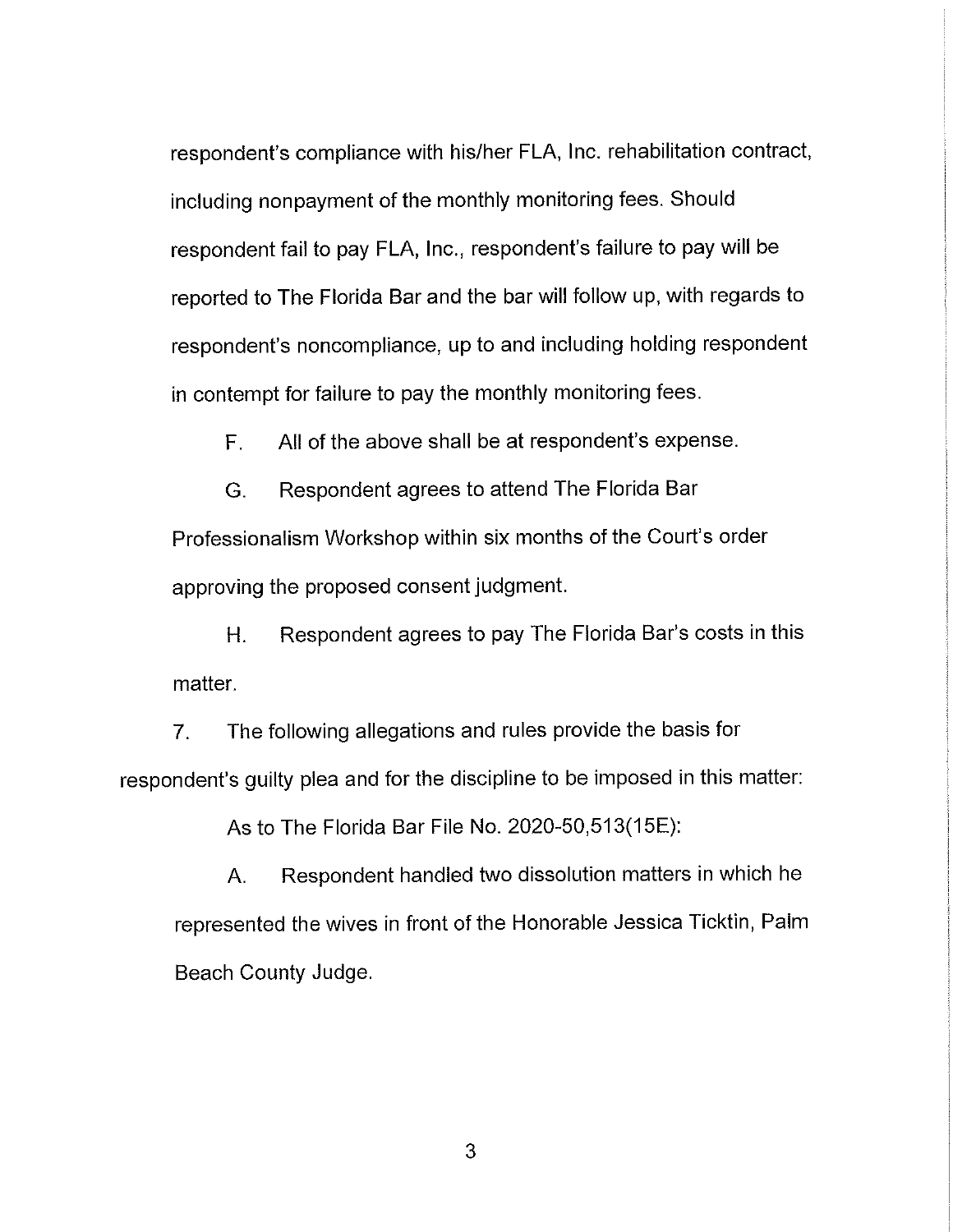respondent's compliance with his/her FLA, Inc. rehabilitation contract, including nonpayment of the monthly monitoring fees. Should respondent fail to pay FLA, Inc., respondent's failure to pay will be reported to The Florida Bar and the bar will follow up, with regards to respondent's noncompliance, up to and including holding respondent in contempt for failure to pay the monthly monitoring fees.

F. All of the above shall be at respondent's expense.

G. Respondent agrees to attend The Florida Bar Professionalism Workshop within six months of the Court's order approving the proposed consent judgment.

H. Respondent agrees to pay The Florida Bar's costs in this matter.

7. The following allegations and rules provide the basis for respondent's guilty plea and for the discipline to be imposed in this matter:

As to The Florida Bar File No. 2020-50,513(15E):

A. Respondent handled two dissolution matters in which he represented the wives in front of the Honorable Jessica Ticktin, Palm Beach County Judge.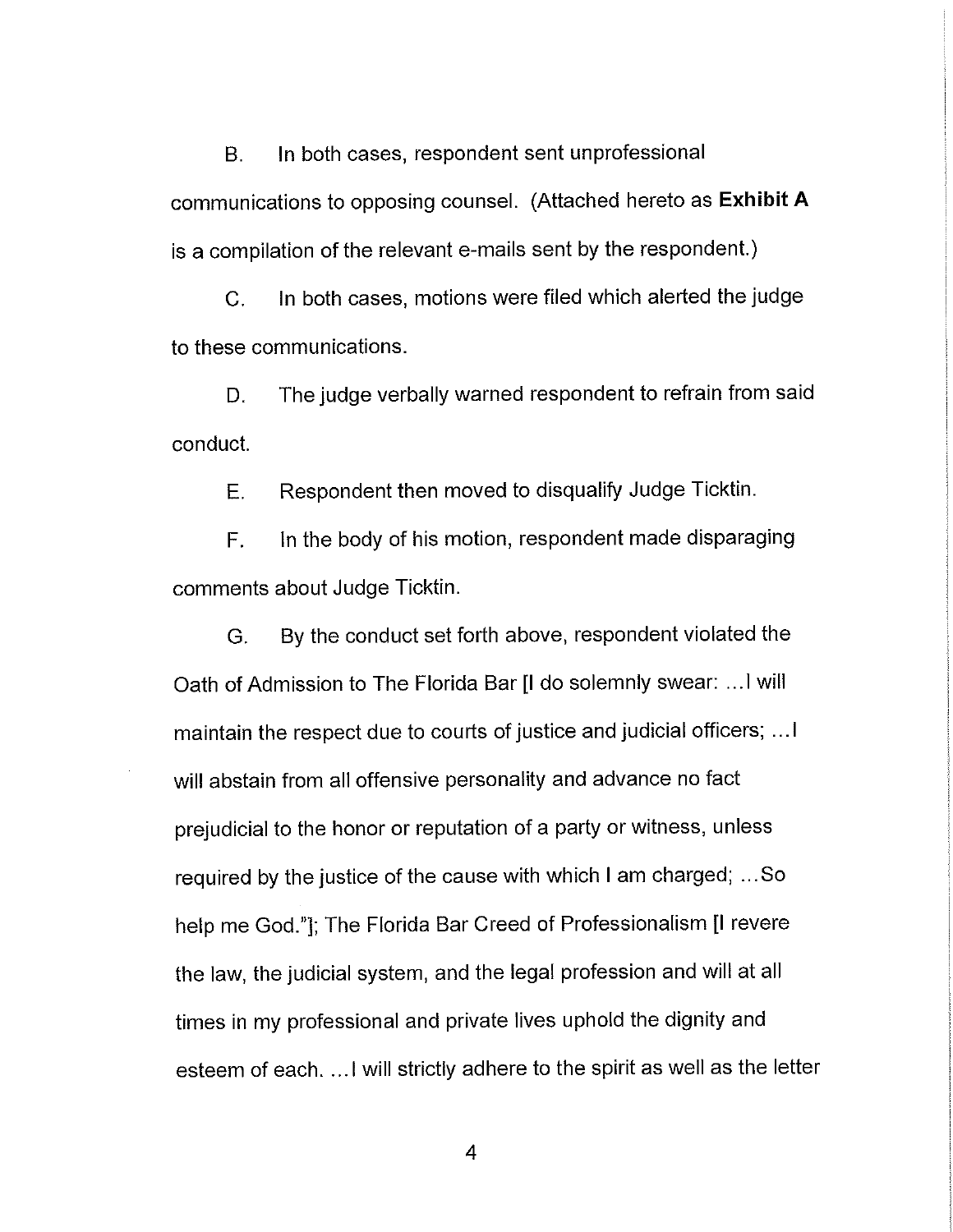B. In both cases, respondent sent unprofessional communications to opposing counsel. (Attached hereto as **Exhibit A** is a compilation of the relevant e-mails sent by the respondent.)

C. In both cases, motions were filed which alerted the judge to these communications.

D. The judge verbally warned respondent to refrain from said conduct.

E. Respondent then moved to disqualify Judge Ticktin.

F. In the body of his motion, respondent made disparaging comments about Judge Ticktin.

G. By the conduct set forth above, respondent violated the Oath of Admission to The Florida Bar [I do solemnly swear: ...I will maintain the respect due to courts of justice and judicial officers; ...I will abstain from all offensive personality and advance no fact prejudicial to the honor or reputation of a party or witness, unless required by the justice of the cause with which I am charged; ...So help me God."]; The Florida Bar Creed of Professionalism [I revere the law, the judicial system, and the legal profession and will at all times in my professional and private lives uphold the dignity and esteem of each. ...I will strictly adhere to the spirit as well as the letter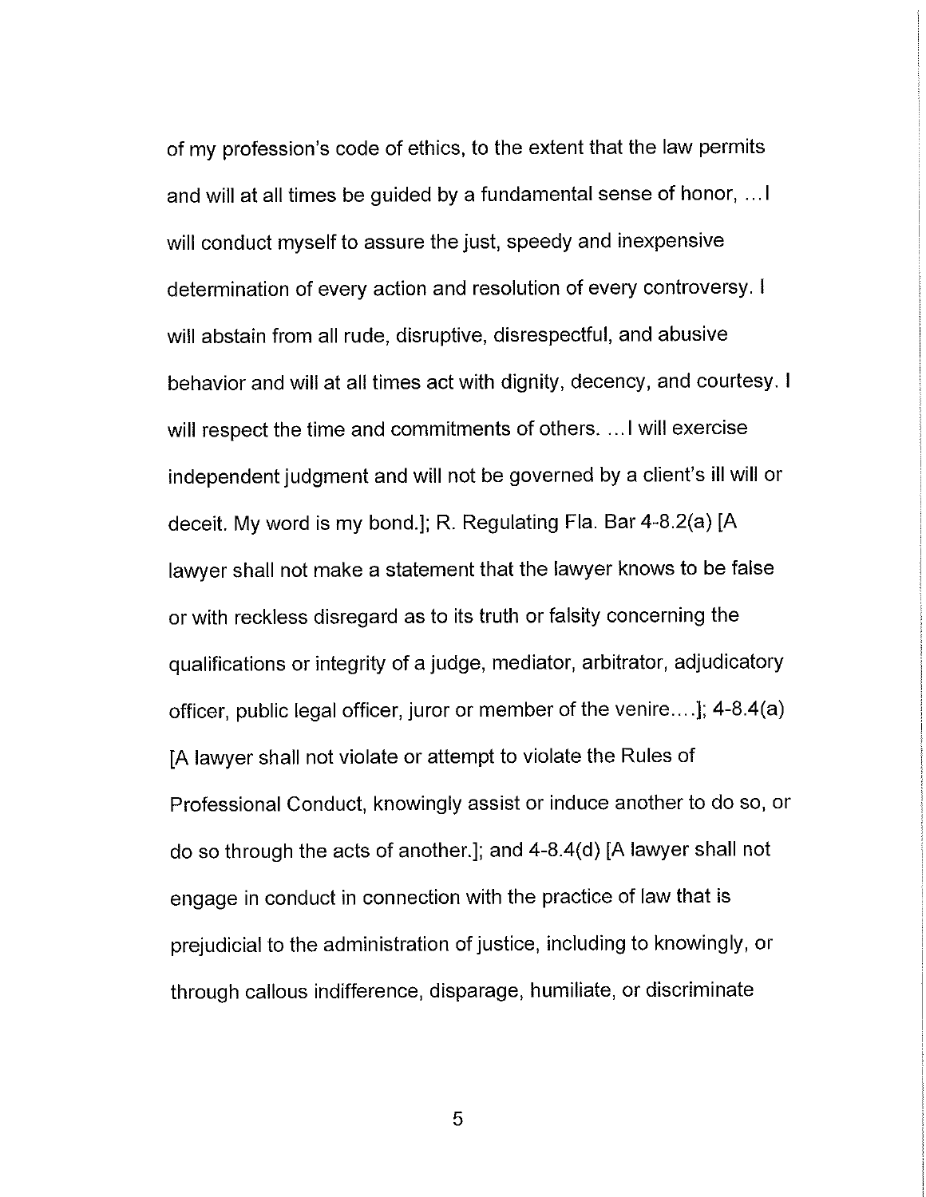of my profession's code of ethics, to the extent that the law permits and will at all times be guided by a fundamental sense of honor, … I will conduct myself to assure the just, speedy and inexpensive determination of every action and resolution of every controversy. I will abstain from all rude, disruptive, disrespectful, and abusive behavior and will at all times act with dignity, decency, and courtesy. I will respect the time and commitments of others. … I will exercise independent judgment and will not be governed by a client's ill will or deceit. My word is my bond.]; R. Regulating Fla. Bar 4-8.2(a) [A lawyer shall not make a statement that the lawyer knows to be false or with reckless disregard as to its truth or falsity concerning the qualifications or integrity of a judge, mediator, arbitrator, adjudicatory officer, public legal officer, juror or member of the venire….]; 4-8.4(a) [A lawyer shall not violate or attempt to violate the Rules of Professional Conduct, knowingly assist or induce another to do so, or do so through the acts of another.]; and 4-8.4(d) [A lawyer shall not engage in conduct in connection with the practice of law that is prejudicial to the administration of justice, including to knowingly, or through callous indifference, disparage, humiliate, or discriminate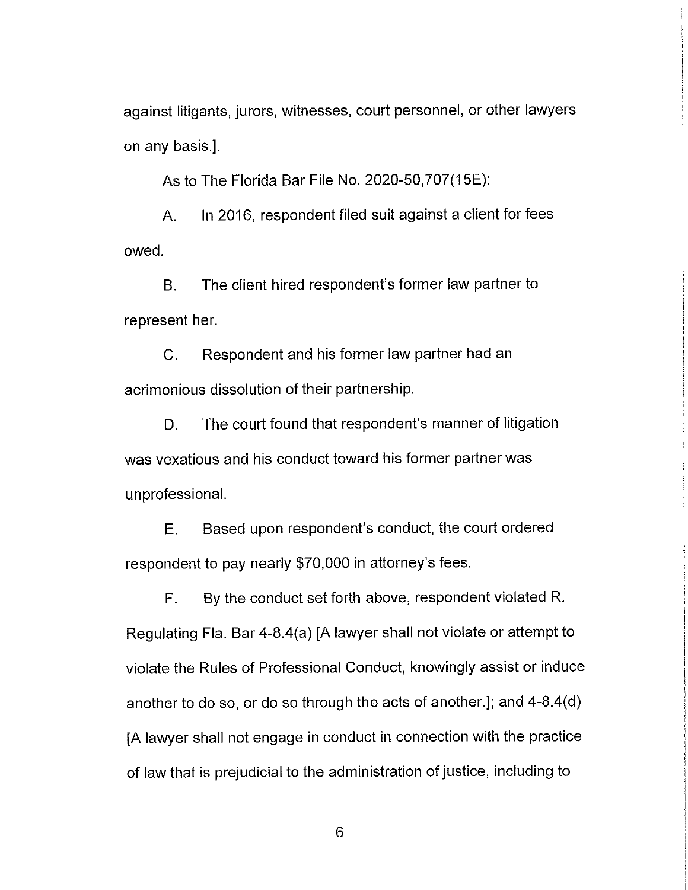against litigants, jurors, witnesses, court personnel, or other lawyers on any basis.].

As to The Florida Bar File No. 2020-50,707(15E):

A. In 2016, respondent filed suit against a client for fees owed.

B. The client hired respondent's former law partner to represent her.

C. Respondent and his former law partner had an acrimonious dissolution of their partnership.

D. The court found that respondent's manner of litigation was vexatious and his conduct toward his former partner was unprofessional.

E. Based upon respondent's conduct, the court ordered respondent to pay nearly $70,000 in attorney's fees.

F. By the conduct set forth above, respondent violated R. Regulating Fla. Bar 4-8.4(a) [A lawyer shall not violate or attempt to violate the Rules of Professional Conduct, knowingly assist or induce another to do so, or do so through the acts of another.]; and 4-8.4(d) [A lawyer shall not engage in conduct in connection with the practice of law that is prejudicial to the administration of justice, including to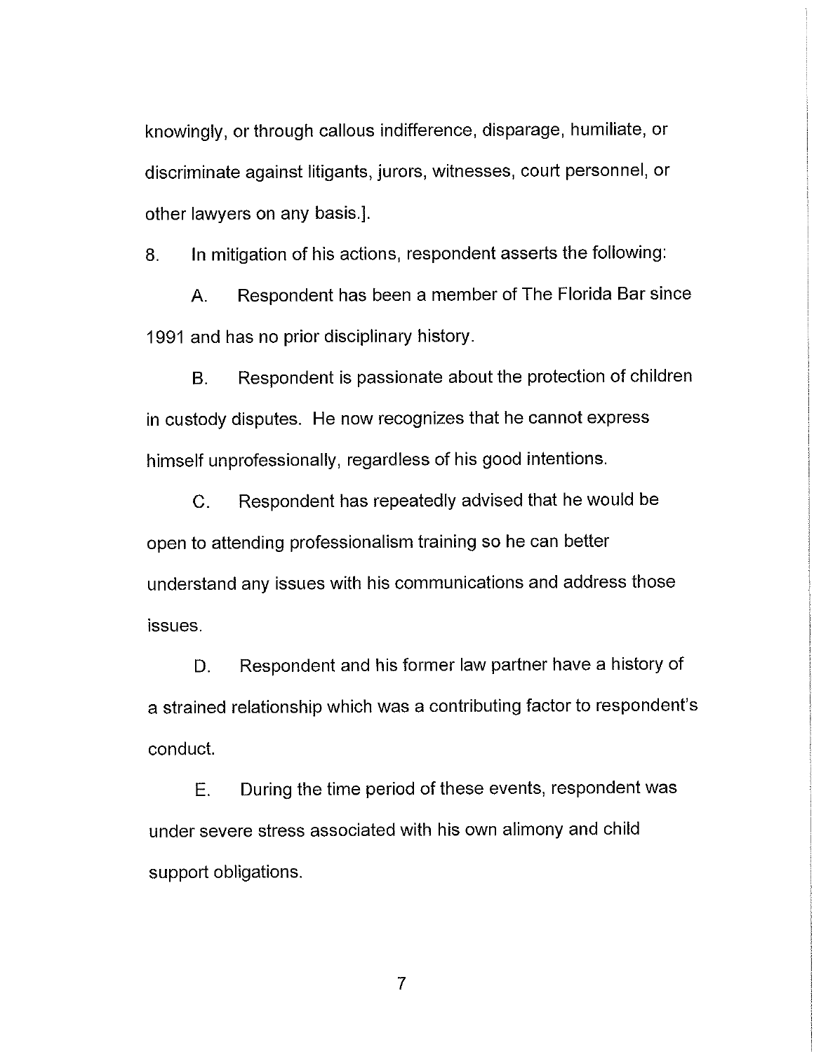knowingly, or through callous indifference, disparage, humiliate, or discriminate against litigants, jurors, witnesses, court personnel, or other lawyers on any basis.].

8. In mitigation of his actions, respondent asserts the following:

A. Respondent has been a member of The Florida Bar since 1991 and has no prior disciplinary history.

B. Respondent is passionate about the protection of children in custody disputes. He now recognizes that he cannot express himself unprofessionally, regardless of his good intentions.

C. Respondent has repeatedly advised that he would be open to attending professionalism training so he can better understand any issues with his communications and address those issues.

D. Respondent and his former law partner have a history of a strained relationship which was a contributing factor to respondent's conduct.

E. During the time period of these events, respondent was under severe stress associated with his own alimony and child support obligations.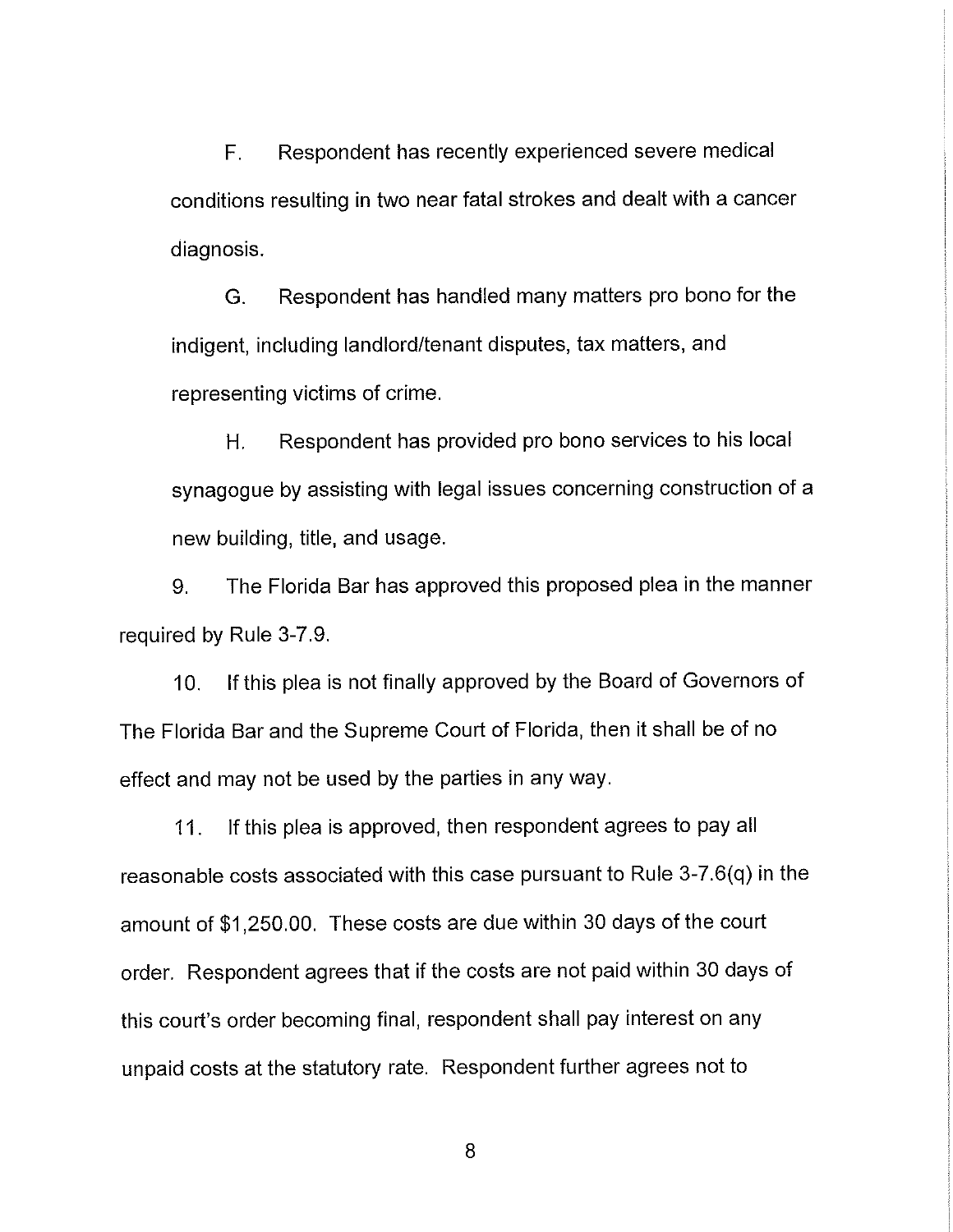F. Respondent has recently experienced severe medical conditions resulting in two near fatal strokes and dealt with a cancer diagnosis.

G. Respondent has handled many matters pro bono for the indigent, including landlord/tenant disputes, tax matters, and representing victims of crime.

H. Respondent has provided pro bono services to his local synagogue by assisting with legal issues concerning construction of a new building, title, and usage.

9. The Florida Bar has approved this proposed plea in the manner required by Rule 3-7.9.

10. If this plea is not finally approved by the Board of Governors of The Florida Bar and the Supreme Court of Florida, then it shall be of no effect and may not be used by the parties in any way.

11. If this plea is approved, then respondent agrees to pay all reasonable costs associated with this case pursuant to Rule 3-7.6(q) in the amount of $1,250.00. These costs are due within 30 days of the court order. Respondent agrees that if the costs are not paid within 30 days of this court's order becoming final, respondent shall pay interest on any unpaid costs at the statutory rate. Respondent further agrees not to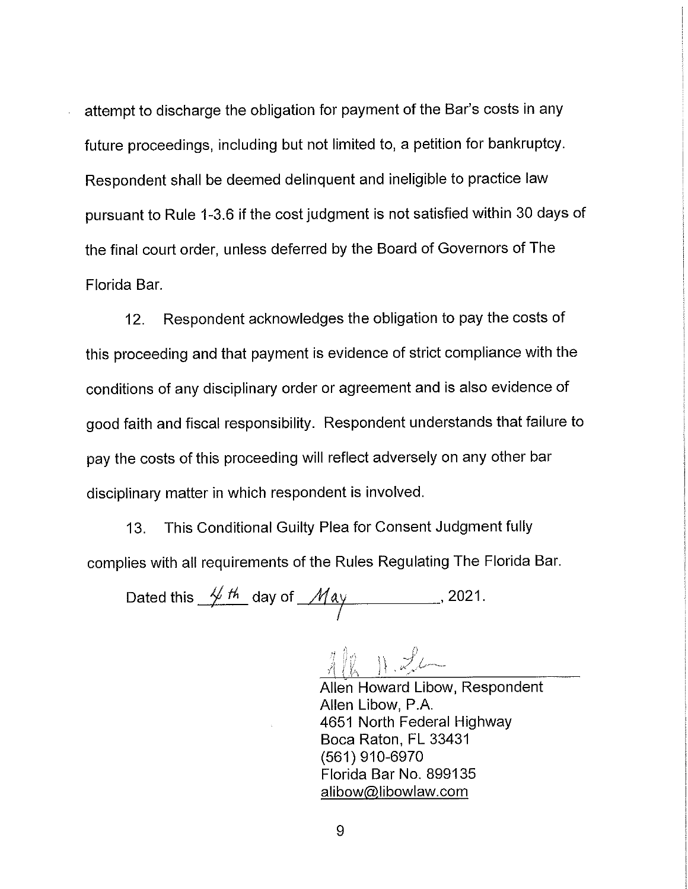attempt to discharge the obligation for payment of the Bar's costs in any future proceedings, including but not limited to, a petition for bankruptcy. Respondent shall be deemed delinquent and ineligible to practice law pursuant to Rule 1-3.6 if the cost judgment is not satisfied within 30 days of the final court order, unless deferred by the Board of Governors of The Florida Bar.

12. Respondent acknowledges the obligation to pay the costs of this proceeding and that payment is evidence of strict compliance with the conditions of any disciplinary order or agreement and is also evidence of good faith and fiscal responsibility. Respondent understands that failure to pay the costs of this proceeding will reflect adversely on any other bar disciplinary matter in which respondent is involved.

13. This Conditional Guilty Plea for Consent Judgment fully complies with all requirements of the Rules Regulating The Florida Bar.

Dated this 4th day of May, 2021.

Allen Howard Libow, Respondent
Allen Libow, P.A.
4651 North Federal Highway
Boca Raton, FL 33431
(561) 910-6970
Florida Bar No. 899135
alibow@libowlaw.com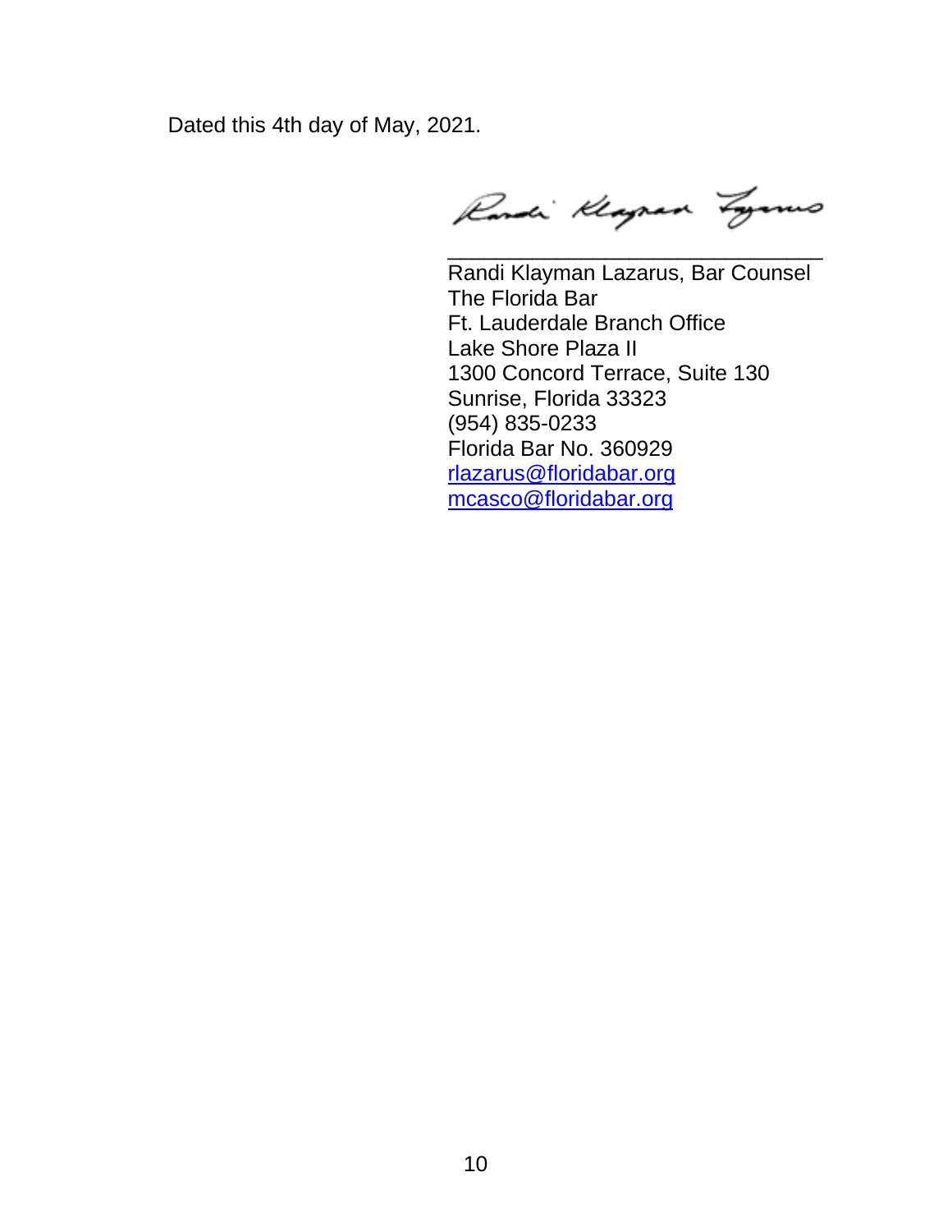Dated this 4th day of May, 2021.

Randi Klayman Lazarus, Bar Counsel
The Florida Bar
Ft. Lauderdale Branch Office
Lake Shore Plaza II
1300 Concord Terrace, Suite 130
Sunrise, Florida 33323
(954) 835-0233
Florida Bar No. 360929
rlazarus@floridabar.org
mcasco@floridabar.org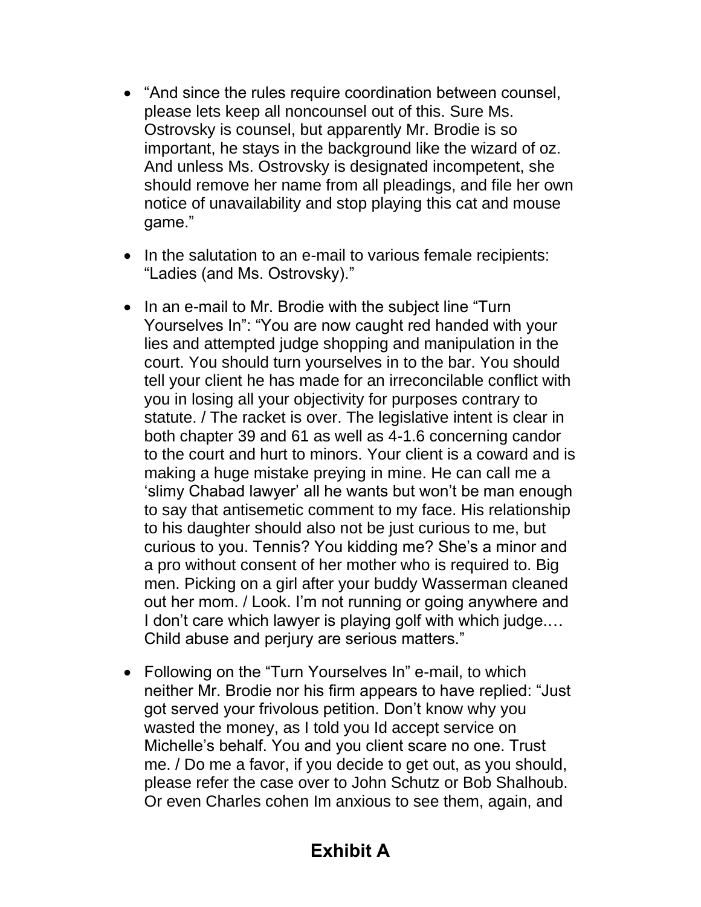- "And since the rules require coordination between counsel, please lets keep all noncounsel out of this. Sure Ms. Ostrovsky is counsel, but apparently Mr. Brodie is so important, he stays in the background like the wizard of oz. And unless Ms. Ostrovsky is designated incompetent, she should remove her name from all pleadings, and file her own notice of unavailability and stop playing this cat and mouse game."

- In the salutation to an e-mail to various female recipients: "Ladies (and Ms. Ostrovsky)."

- In an e-mail to Mr. Brodie with the subject line "Turn Yourselves In": "You are now caught red handed with your lies and attempted judge shopping and manipulation in the court. You should turn yourselves in to the bar. You should tell your client he has made for an irreconcilable conflict with you in losing all your objectivity for purposes contrary to statute. / The racket is over. The legislative intent is clear in both chapter 39 and 61 as well as 4-1.6 concerning candor to the court and hurt to minors. Your client is a coward and is making a huge mistake preying in mine. He can call me a 'slimy Chabad lawyer' all he wants but won't be man enough to say that antisemetic comment to my face. His relationship to his daughter should also not be just curious to me, but curious to you. Tennis? You kidding me? She's a minor and a pro without consent of her mother who is required to. Big men. Picking on a girl after your buddy Wasserman cleaned out her mom. / Look. I'm not running or going anywhere and I don't care which lawyer is playing golf with which judge.… Child abuse and perjury are serious matters."

- Following on the "Turn Yourselves In" e-mail, to which neither Mr. Brodie nor his firm appears to have replied: "Just got served your frivolous petition. Don't know why you wasted the money, as I told you Id accept service on Michelle's behalf. You and you client scare no one. Trust me. / Do me a favor, if you decide to get out, as you should, please refer the case over to John Schutz or Bob Shalhoub. Or even Charles cohen Im anxious to see them, again, and

**Exhibit A**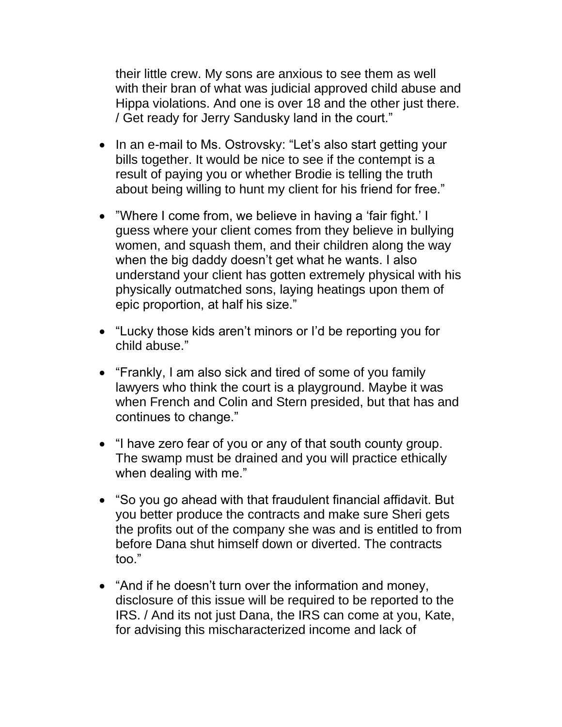their little crew. My sons are anxious to see them as well with their bran of what was judicial approved child abuse and Hippa violations. And one is over 18 and the other just there. / Get ready for Jerry Sandusky land in the court."

- In an e-mail to Ms. Ostrovsky: "Let's also start getting your bills together. It would be nice to see if the contempt is a result of paying you or whether Brodie is telling the truth about being willing to hunt my client for his friend for free."

- "Where I come from, we believe in having a 'fair fight.' I guess where your client comes from they believe in bullying women, and squash them, and their children along the way when the big daddy doesn't get what he wants. I also understand your client has gotten extremely physical with his physically outmatched sons, laying heatings upon them of epic proportion, at half his size."

- "Lucky those kids aren't minors or I'd be reporting you for child abuse."

- "Frankly, I am also sick and tired of some of you family lawyers who think the court is a playground. Maybe it was when French and Colin and Stern presided, but that has and continues to change."

- "I have zero fear of you or any of that south county group. The swamp must be drained and you will practice ethically when dealing with me."

- "So you go ahead with that fraudulent financial affidavit. But you better produce the contracts and make sure Sheri gets the profits out of the company she was and is entitled to from before Dana shut himself down or diverted. The contracts too."

- "And if he doesn't turn over the information and money, disclosure of this issue will be required to be reported to the IRS. / And its not just Dana, the IRS can come at you, Kate, for advising this mischaracterized income and lack of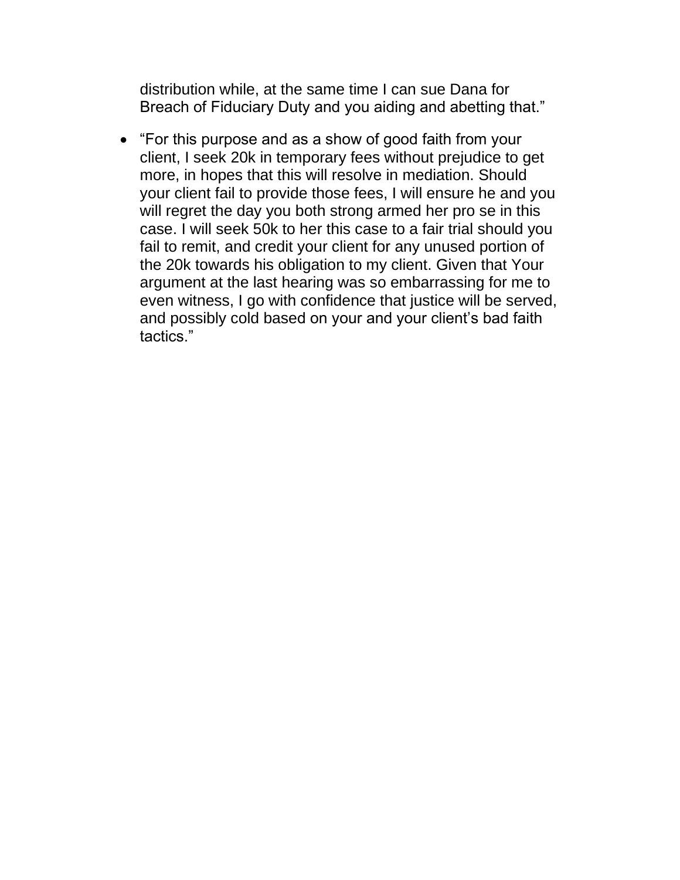distribution while, at the same time I can sue Dana for Breach of Fiduciary Duty and you aiding and abetting that."

- "For this purpose and as a show of good faith from your client, I seek 20k in temporary fees without prejudice to get more, in hopes that this will resolve in mediation. Should your client fail to provide those fees, I will ensure he and you will regret the day you both strong armed her pro se in this case. I will seek 50k to her this case to a fair trial should you fail to remit, and credit your client for any unused portion of the 20k towards his obligation to my client. Given that Your argument at the last hearing was so embarrassing for me to even witness, I go with confidence that justice will be served, and possibly cold based on your and your client's bad faith tactics."